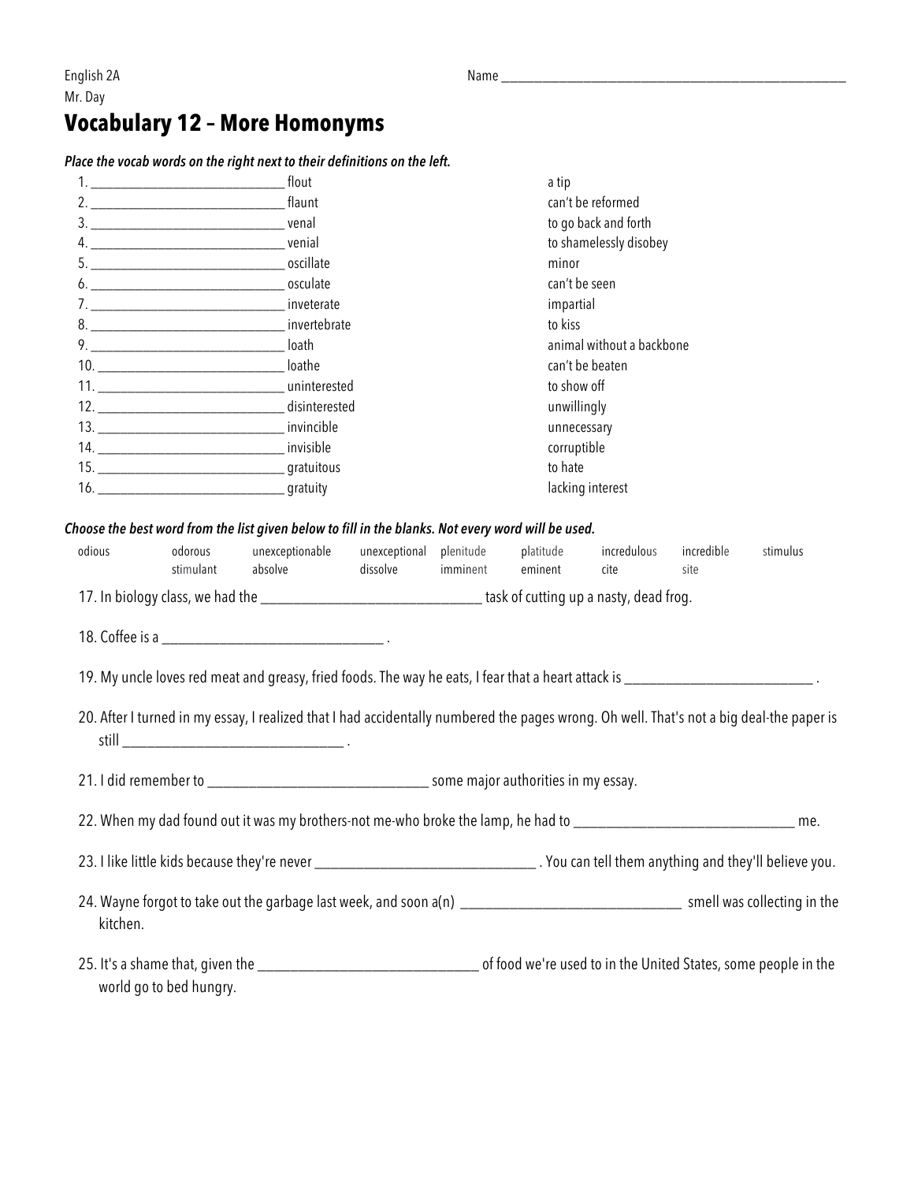English 2A
Mr. Day

Name ______________________________________________

# Vocabulary 12 – More Homonyms

***Place the vocab words on the right next to their definitions on the left.***

| | | |
|---|---|---|
| 1. ____________________________ flout | | a tip |
| 2. ____________________________ flaunt | | can't be reformed |
| 3. ____________________________ venal | | to go back and forth |
| 4. ____________________________ venial | | to shamelessly disobey |
| 5. ____________________________ oscillate | | minor |
| 6. ____________________________ osculate | | can't be seen |
| 7. ____________________________ inveterate | | impartial |
| 8. ____________________________ invertebrate | | to kiss |
| 9. ____________________________ loath | | animal without a backbone |
| 10. ____________________________ loathe | | can't be beaten |
| 11. ____________________________ uninterested | | to show off |
| 12. ____________________________ disinterested | | unwillingly |
| 13. ____________________________ invincible | | unnecessary |
| 14. ____________________________ invisible | | corruptible |
| 15. ____________________________ gratuitous | | to hate |
| 16. ____________________________ gratuity | | lacking interest |

***Choose the best word from the list given below to fill in the blanks. Not every word will be used.***

| | | | | | | | | |
|---|---|---|---|---|---|---|---|---|
| odious | odorous | unexceptionable | unexceptional | plenitude | platitude | incredulous | incredible | stimulus |
| | stimulant | absolve | dissolve | imminent | eminent | cite | site | |

17. In biology class, we had the ______________________________ task of cutting up a nasty, dead frog.

18. Coffee is a ______________________________ .

19. My uncle loves red meat and greasy, fried foods. The way he eats, I fear that a heart attack is __________________________ .

20. After I turned in my essay, I realized that I had accidentally numbered the pages wrong. Oh well. That's not a big deal-the paper is still ______________________________ .

21. I did remember to ______________________________ some major authorities in my essay.

22. When my dad found out it was my brothers-not me-who broke the lamp, he had to ______________________________ me.

23. I like little kids because they're never ______________________________ . You can tell them anything and they'll believe you.

24. Wayne forgot to take out the garbage last week, and soon a(n) ______________________________ smell was collecting in the kitchen.

25. It's a shame that, given the ______________________________ of food we're used to in the United States, some people in the world go to bed hungry.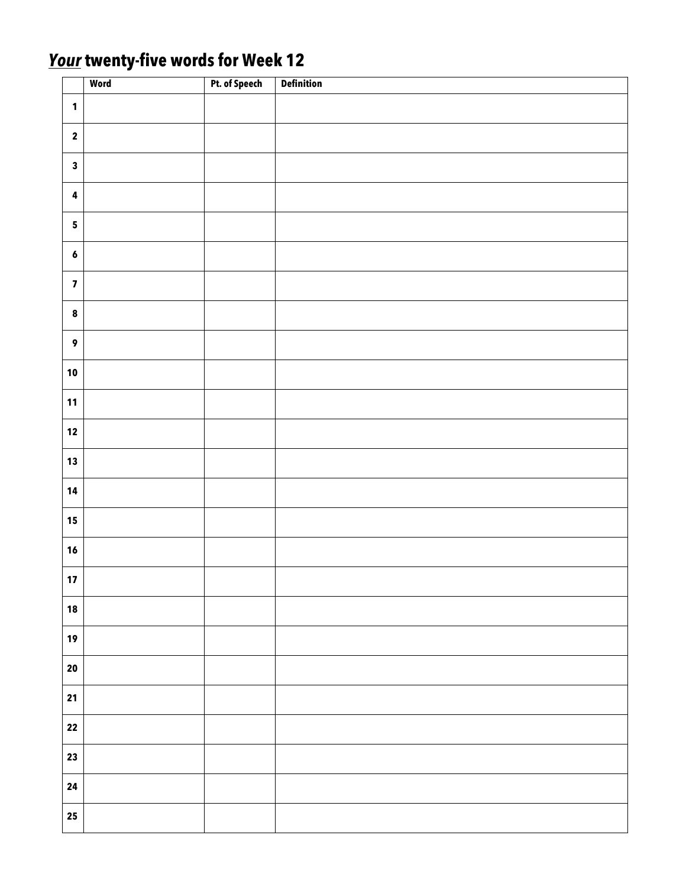# ***<u>Your</u>*** twenty-five words for Week 12

| | Word | Pt. of Speech | Definition |
|---|---|---|---|
| 1 | | | |
| 2 | | | |
| 3 | | | |
| 4 | | | |
| 5 | | | |
| 6 | | | |
| 7 | | | |
| 8 | | | |
| 9 | | | |
| 10 | | | |
| 11 | | | |
| 12 | | | |
| 13 | | | |
| 14 | | | |
| 15 | | | |
| 16 | | | |
| 17 | | | |
| 18 | | | |
| 19 | | | |
| 20 | | | |
| 21 | | | |
| 22 | | | |
| 23 | | | |
| 24 | | | |
| 25 | | | |